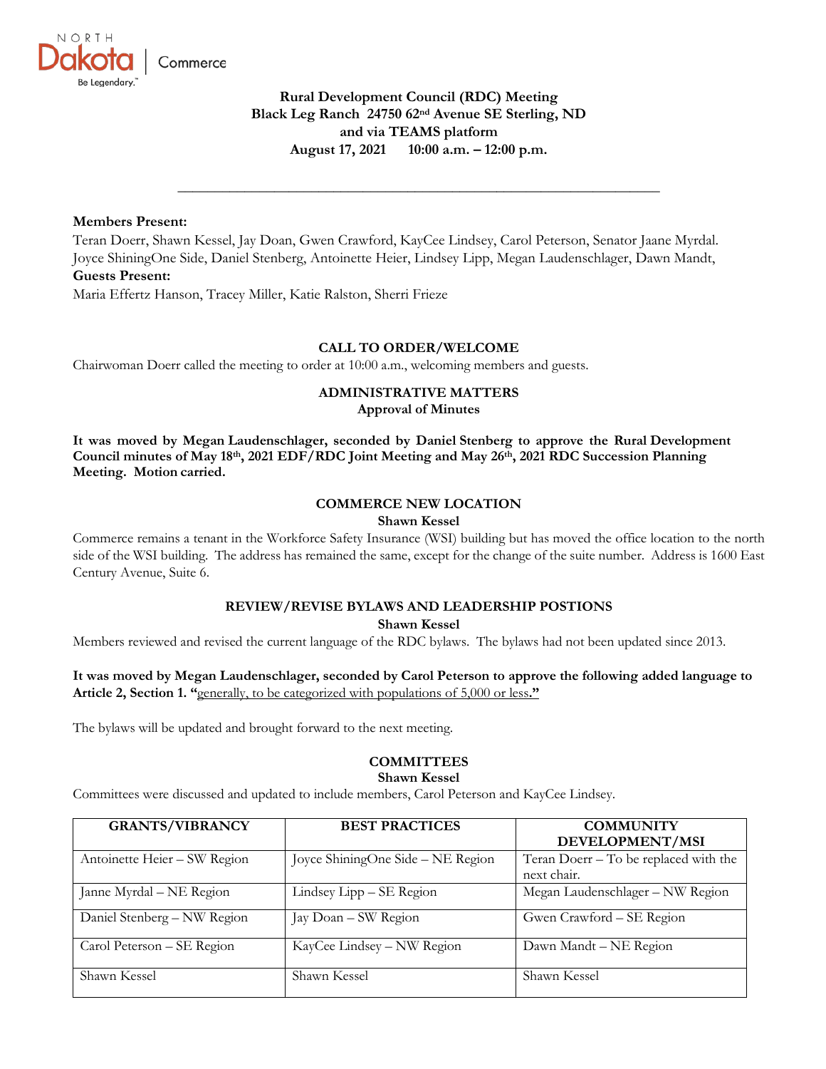North Dakota | Commerce

**Rural Development Council (RDC) Meeting**
**Black Leg Ranch 24750 62nd Avenue SE Sterling, ND**
**and via TEAMS platform**
**August 17, 2021 10:00 a.m. – 12:00 p.m.**

---

**Members Present:**
Teran Doerr, Shawn Kessel, Jay Doan, Gwen Crawford, KayCee Lindsey, Carol Peterson, Senator Jaane Myrdal. Joyce ShiningOne Side, Daniel Stenberg, Antoinette Heier, Lindsey Lipp, Megan Laudenschlager, Dawn Mandt,
**Guests Present:**
Maria Effertz Hanson, Tracey Miller, Katie Ralston, Sherri Frieze

## CALL TO ORDER/WELCOME

Chairwoman Doerr called the meeting to order at 10:00 a.m., welcoming members and guests.

## ADMINISTRATIVE MATTERS

### Approval of Minutes

**It was moved by Megan Laudenschlager, seconded by Daniel Stenberg to approve the Rural Development Council minutes of May 18th, 2021 EDF/RDC Joint Meeting and May 26th, 2021 RDC Succession Planning Meeting. Motion carried.**

## COMMERCE NEW LOCATION

### Shawn Kessel

Commerce remains a tenant in the Workforce Safety Insurance (WSI) building but has moved the office location to the north side of the WSI building. The address has remained the same, except for the change of the suite number. Address is 1600 East Century Avenue, Suite 6.

## REVIEW/REVISE BYLAWS AND LEADERSHIP POSTIONS

### Shawn Kessel

Members reviewed and revised the current language of the RDC bylaws. The bylaws had not been updated since 2013.

**It was moved by Megan Laudenschlager, seconded by Carol Peterson to approve the following added language to Article 2, Section 1. "**generally, to be categorized with populations of 5,000 or less.**"**

The bylaws will be updated and brought forward to the next meeting.

## COMMITTEES

### Shawn Kessel

Committees were discussed and updated to include members, Carol Peterson and KayCee Lindsey.

| GRANTS/VIBRANCY | BEST PRACTICES | COMMUNITY DEVELOPMENT/MSI |
|---|---|---|
| Antoinette Heier – SW Region | Joyce ShiningOne Side – NE Region | Teran Doerr – To be replaced with the next chair. |
| Janne Myrdal – NE Region | Lindsey Lipp – SE Region | Megan Laudenschlager – NW Region |
| Daniel Stenberg – NW Region | Jay Doan – SW Region | Gwen Crawford – SE Region |
| Carol Peterson – SE Region | KayCee Lindsey – NW Region | Dawn Mandt – NE Region |
| Shawn Kessel | Shawn Kessel | Shawn Kessel |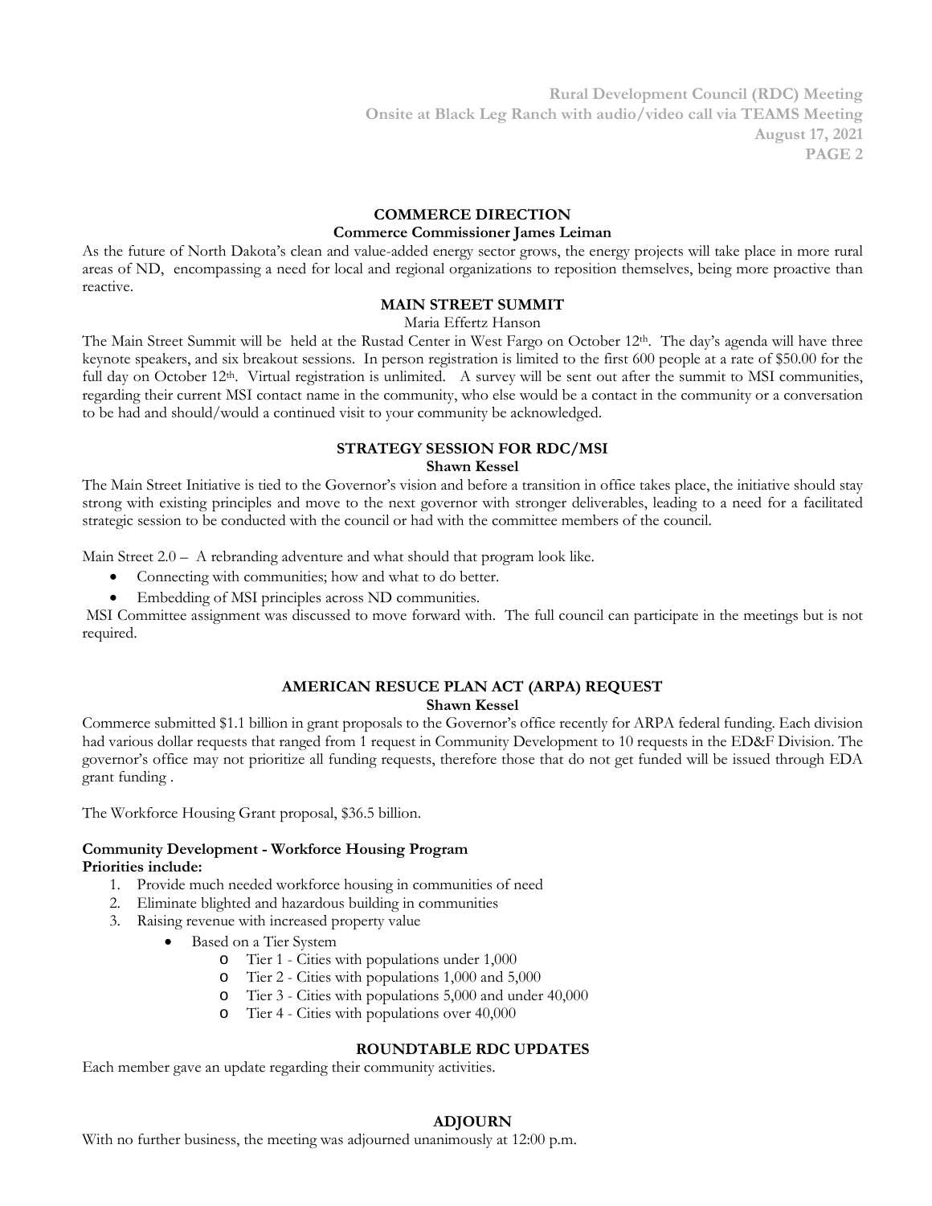## COMMERCE DIRECTION

**Commerce Commissioner James Leiman**

As the future of North Dakota's clean and value-added energy sector grows, the energy projects will take place in more rural areas of ND, encompassing a need for local and regional organizations to reposition themselves, being more proactive than reactive.

## MAIN STREET SUMMIT

Maria Effertz Hanson

The Main Street Summit will be held at the Rustad Center in West Fargo on October 12th. The day's agenda will have three keynote speakers, and six breakout sessions. In person registration is limited to the first 600 people at a rate of $50.00 for the full day on October 12th. Virtual registration is unlimited. A survey will be sent out after the summit to MSI communities, regarding their current MSI contact name in the community, who else would be a contact in the community or a conversation to be had and should/would a continued visit to your community be acknowledged.

## STRATEGY SESSION FOR RDC/MSI

**Shawn Kessel**

The Main Street Initiative is tied to the Governor's vision and before a transition in office takes place, the initiative should stay strong with existing principles and move to the next governor with stronger deliverables, leading to a need for a facilitated strategic session to be conducted with the council or had with the committee members of the council.

Main Street 2.0 – A rebranding adventure and what should that program look like.

- Connecting with communities; how and what to do better.
- Embedding of MSI principles across ND communities.

MSI Committee assignment was discussed to move forward with. The full council can participate in the meetings but is not required.

## AMERICAN RESUCE PLAN ACT (ARPA) REQUEST

**Shawn Kessel**

Commerce submitted $1.1 billion in grant proposals to the Governor's office recently for ARPA federal funding. Each division had various dollar requests that ranged from 1 request in Community Development to 10 requests in the ED&F Division. The governor's office may not prioritize all funding requests, therefore those that do not get funded will be issued through EDA grant funding .

The Workforce Housing Grant proposal, $36.5 billion.

**Community Development - Workforce Housing Program**
**Priorities include:**

1. Provide much needed workforce housing in communities of need
2. Eliminate blighted and hazardous building in communities
3. Raising revenue with increased property value
   - Based on a Tier System
     - Tier 1 - Cities with populations under 1,000
     - Tier 2 - Cities with populations 1,000 and 5,000
     - Tier 3 - Cities with populations 5,000 and under 40,000
     - Tier 4 - Cities with populations over 40,000

## ROUNDTABLE RDC UPDATES

Each member gave an update regarding their community activities.

## ADJOURN

With no further business, the meeting was adjourned unanimously at 12:00 p.m.